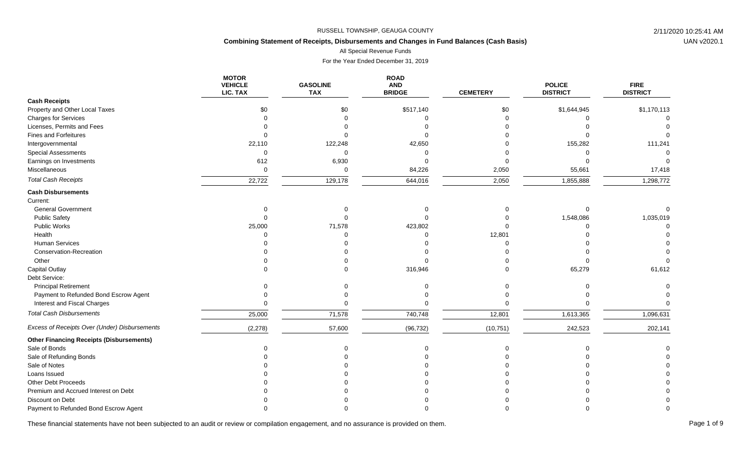RUSSELL TOWNSHIP, GEAUGA COUNTY

**Combining Statement of Receipts, Disbursements and Changes in Fund Balances (Cash Basis)**

All Special Revenue Funds

For the Year Ended December 31, 2019

| | MOTOR VEHICLE LIC. TAX | GASOLINE TAX | ROAD AND BRIDGE | CEMETERY | POLICE DISTRICT | FIRE DISTRICT |
|---|---|---|---|---|---|---|
| **Cash Receipts** | | | | | | |
| Property and Other Local Taxes | $0 | $0 | $517,140 | $0 | $1,644,945 | $1,170,113 |
| Charges for Services | 0 | 0 | 0 | 0 | 0 | 0 |
| Licenses, Permits and Fees | 0 | 0 | 0 | 0 | 0 | 0 |
| Fines and Forfeitures | 0 | 0 | 0 | 0 | 0 | 0 |
| Intergovernmental | 22,110 | 122,248 | 42,650 | 0 | 155,282 | 111,241 |
| Special Assessments | 0 | 0 | 0 | 0 | 0 | 0 |
| Earnings on Investments | 612 | 6,930 | 0 | 0 | 0 | 0 |
| Miscellaneous | 0 | 0 | 84,226 | 2,050 | 55,661 | 17,418 |
| *Total Cash Receipts* | 22,722 | 129,178 | 644,016 | 2,050 | 1,855,888 | 1,298,772 |
| **Cash Disbursements** | | | | | | |
| Current: | | | | | | |
| General Government | 0 | 0 | 0 | 0 | 0 | 0 |
| Public Safety | 0 | 0 | 0 | 0 | 1,548,086 | 1,035,019 |
| Public Works | 25,000 | 71,578 | 423,802 | 0 | 0 | 0 |
| Health | 0 | 0 | 0 | 12,801 | 0 | 0 |
| Human Services | 0 | 0 | 0 | 0 | 0 | 0 |
| Conservation-Recreation | 0 | 0 | 0 | 0 | 0 | 0 |
| Other | 0 | 0 | 0 | 0 | 0 | 0 |
| Capital Outlay | 0 | 0 | 316,946 | 0 | 65,279 | 61,612 |
| Debt Service: | | | | | | |
| Principal Retirement | 0 | 0 | 0 | 0 | 0 | 0 |
| Payment to Refunded Bond Escrow Agent | 0 | 0 | 0 | 0 | 0 | 0 |
| Interest and Fiscal Charges | 0 | 0 | 0 | 0 | 0 | 0 |
| *Total Cash Disbursements* | 25,000 | 71,578 | 740,748 | 12,801 | 1,613,365 | 1,096,631 |
| *Excess of Receipts Over (Under) Disbursements* | (2,278) | 57,600 | (96,732) | (10,751) | 242,523 | 202,141 |
| **Other Financing Receipts (Disbursements)** | | | | | | |
| Sale of Bonds | 0 | 0 | 0 | 0 | 0 | 0 |
| Sale of Refunding Bonds | 0 | 0 | 0 | 0 | 0 | 0 |
| Sale of Notes | 0 | 0 | 0 | 0 | 0 | 0 |
| Loans Issued | 0 | 0 | 0 | 0 | 0 | 0 |
| Other Debt Proceeds | 0 | 0 | 0 | 0 | 0 | 0 |
| Premium and Accrued Interest on Debt | 0 | 0 | 0 | 0 | 0 | 0 |
| Discount on Debt | 0 | 0 | 0 | 0 | 0 | 0 |
| Payment to Refunded Bond Escrow Agent | 0 | 0 | 0 | 0 | 0 | 0 |

These financial statements have not been subjected to an audit or review or compilation engagement, and no assurance is provided on them.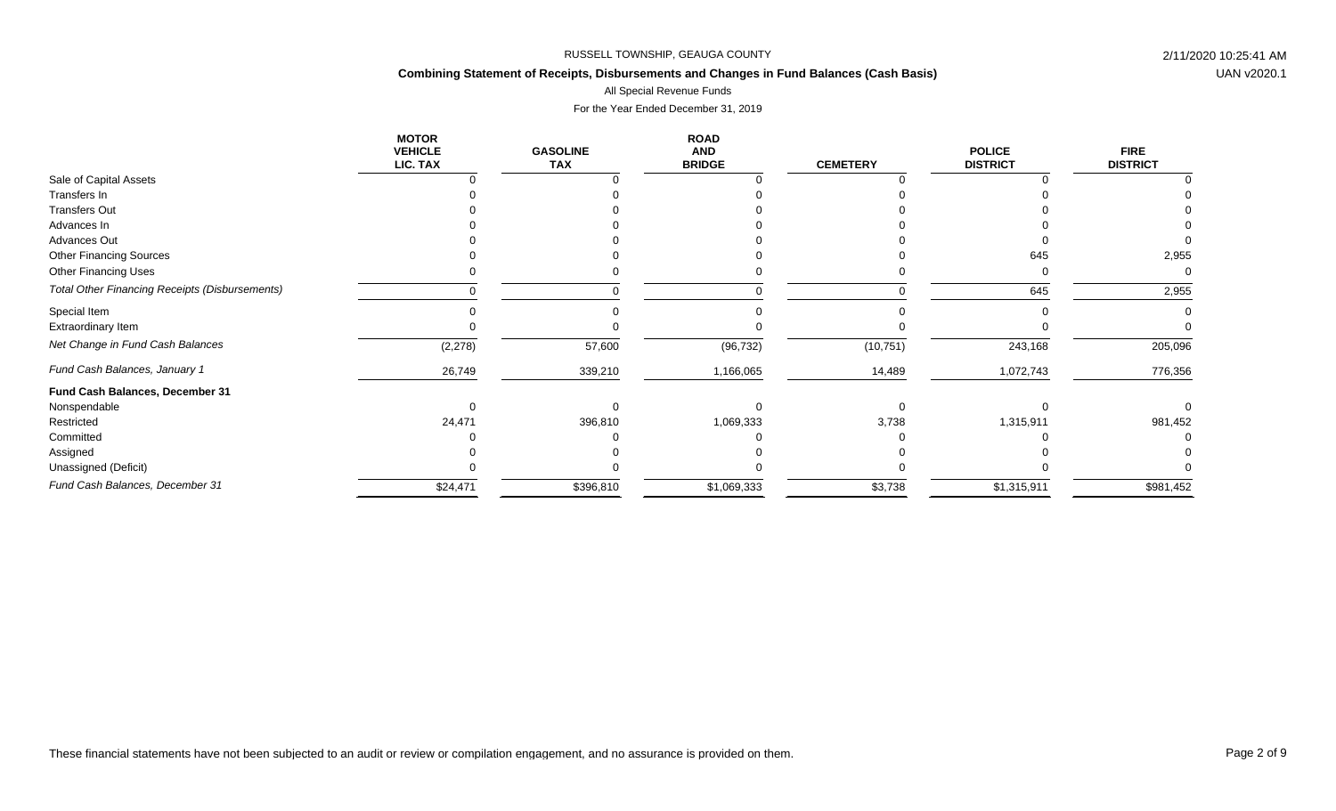RUSSELL TOWNSHIP, GEAUGA COUNTY

**Combining Statement of Receipts, Disbursements and Changes in Fund Balances (Cash Basis)**

All Special Revenue Funds

For the Year Ended December 31, 2019

| | MOTOR VEHICLE LIC. TAX | GASOLINE TAX | ROAD AND BRIDGE | CEMETERY | POLICE DISTRICT | FIRE DISTRICT |
|---|---|---|---|---|---|---|
| Sale of Capital Assets | 0 | 0 | 0 | 0 | 0 | 0 |
| Transfers In | 0 | 0 | 0 | 0 | 0 | 0 |
| Transfers Out | 0 | 0 | 0 | 0 | 0 | 0 |
| Advances In | 0 | 0 | 0 | 0 | 0 | 0 |
| Advances Out | 0 | 0 | 0 | 0 | 0 | 0 |
| Other Financing Sources | 0 | 0 | 0 | 0 | 645 | 2,955 |
| Other Financing Uses | 0 | 0 | 0 | 0 | 0 | 0 |
| *Total Other Financing Receipts (Disbursements)* | 0 | 0 | 0 | 0 | 645 | 2,955 |
| Special Item | 0 | 0 | 0 | 0 | 0 | 0 |
| Extraordinary Item | 0 | 0 | 0 | 0 | 0 | 0 |
| *Net Change in Fund Cash Balances* | (2,278) | 57,600 | (96,732) | (10,751) | 243,168 | 205,096 |
| *Fund Cash Balances, January 1* | 26,749 | 339,210 | 1,166,065 | 14,489 | 1,072,743 | 776,356 |
| **Fund Cash Balances, December 31** | | | | | | |
| Nonspendable | 0 | 0 | 0 | 0 | 0 | 0 |
| Restricted | 24,471 | 396,810 | 1,069,333 | 3,738 | 1,315,911 | 981,452 |
| Committed | 0 | 0 | 0 | 0 | 0 | 0 |
| Assigned | 0 | 0 | 0 | 0 | 0 | 0 |
| Unassigned (Deficit) | 0 | 0 | 0 | 0 | 0 | 0 |
| *Fund Cash Balances, December 31* | $24,471 | $396,810 | $1,069,333 | $3,738 | $1,315,911 | $981,452 |

These financial statements have not been subjected to an audit or review or compilation engagement, and no assurance is provided on them.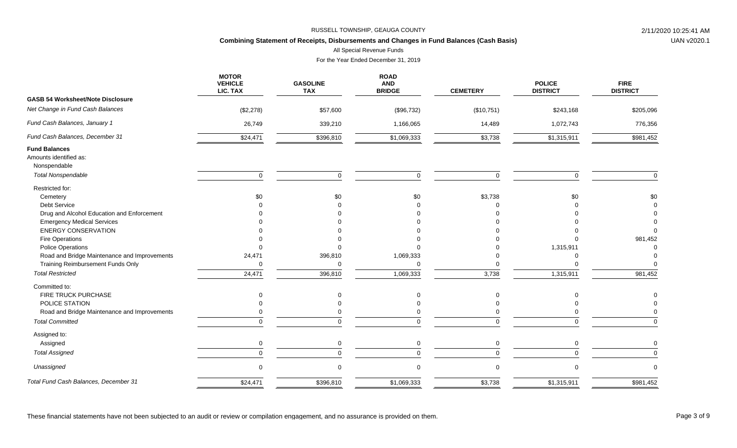# RUSSELL TOWNSHIP, GEAUGA COUNTY

## Combining Statement of Receipts, Disbursements and Changes in Fund Balances (Cash Basis)

All Special Revenue Funds

For the Year Ended December 31, 2019

| | MOTOR VEHICLE LIC. TAX | GASOLINE TAX | ROAD AND BRIDGE | CEMETERY | POLICE DISTRICT | FIRE DISTRICT |
|---|---|---|---|---|---|---|
| **GASB 54 Worksheet/Note Disclosure** | | | | | | |
| *Net Change in Fund Cash Balances* | ($2,278) | $57,600 | ($96,732) | ($10,751) | $243,168 | $205,096 |
| *Fund Cash Balances, January 1* | 26,749 | 339,210 | 1,166,065 | 14,489 | 1,072,743 | 776,356 |
| *Fund Cash Balances, December 31* | $24,471 | $396,810 | $1,069,333 | $3,738 | $1,315,911 | $981,452 |
| **Fund Balances** | | | | | | |
| Amounts identified as: | | | | | | |
| Nonspendable | | | | | | |
| *Total Nonspendable* | 0 | 0 | 0 | 0 | 0 | 0 |
| Restricted for: | | | | | | |
| Cemetery | $0 | $0 | $0 | $3,738 | $0 | $0 |
| Debt Service | 0 | 0 | 0 | 0 | 0 | 0 |
| Drug and Alcohol Education and Enforcement | 0 | 0 | 0 | 0 | 0 | 0 |
| Emergency Medical Services | 0 | 0 | 0 | 0 | 0 | 0 |
| ENERGY CONSERVATION | 0 | 0 | 0 | 0 | 0 | 0 |
| Fire Operations | 0 | 0 | 0 | 0 | 0 | 981,452 |
| Police Operations | 0 | 0 | 0 | 0 | 1,315,911 | 0 |
| Road and Bridge Maintenance and Improvements | 24,471 | 396,810 | 1,069,333 | 0 | 0 | 0 |
| Training Reimbursement Funds Only | 0 | 0 | 0 | 0 | 0 | 0 |
| *Total Restricted* | 24,471 | 396,810 | 1,069,333 | 3,738 | 1,315,911 | 981,452 |
| Committed to: | | | | | | |
| FIRE TRUCK PURCHASE | 0 | 0 | 0 | 0 | 0 | 0 |
| POLICE STATION | 0 | 0 | 0 | 0 | 0 | 0 |
| Road and Bridge Maintenance and Improvements | 0 | 0 | 0 | 0 | 0 | 0 |
| *Total Committed* | 0 | 0 | 0 | 0 | 0 | 0 |
| Assigned to: | | | | | | |
| Assigned | 0 | 0 | 0 | 0 | 0 | 0 |
| *Total Assigned* | 0 | 0 | 0 | 0 | 0 | 0 |
| *Unassigned* | 0 | 0 | 0 | 0 | 0 | 0 |
| *Total Fund Cash Balances, December 31* | $24,471 | $396,810 | $1,069,333 | $3,738 | $1,315,911 | $981,452 |

These financial statements have not been subjected to an audit or review or compilation engagement, and no assurance is provided on them.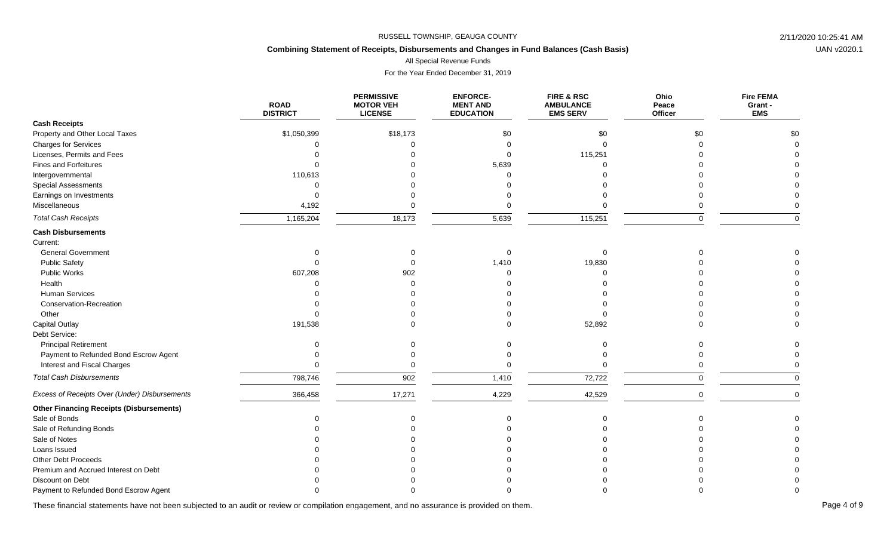RUSSELL TOWNSHIP, GEAUGA COUNTY

**Combining Statement of Receipts, Disbursements and Changes in Fund Balances (Cash Basis)**

All Special Revenue Funds

For the Year Ended December 31, 2019

| | ROAD DISTRICT | PERMISSIVE MOTOR VEH LICENSE | ENFORCE-MENT AND EDUCATION | FIRE & RSC AMBULANCE EMS SERV | Ohio Peace Officer | Fire FEMA Grant - EMS |
|---|---|---|---|---|---|---|
| **Cash Receipts** | | | | | | |
| Property and Other Local Taxes | $1,050,399 | $18,173 | $0 | $0 | $0 | $0 |
| Charges for Services | 0 | 0 | 0 | 0 | 0 | 0 |
| Licenses, Permits and Fees | 0 | 0 | 0 | 115,251 | 0 | 0 |
| Fines and Forfeitures | 0 | 0 | 5,639 | 0 | 0 | 0 |
| Intergovernmental | 110,613 | 0 | 0 | 0 | 0 | 0 |
| Special Assessments | 0 | 0 | 0 | 0 | 0 | 0 |
| Earnings on Investments | 0 | 0 | 0 | 0 | 0 | 0 |
| Miscellaneous | 4,192 | 0 | 0 | 0 | 0 | 0 |
| *Total Cash Receipts* | 1,165,204 | 18,173 | 5,639 | 115,251 | 0 | 0 |
| **Cash Disbursements** | | | | | | |
| Current: | | | | | | |
| General Government | 0 | 0 | 0 | 0 | 0 | 0 |
| Public Safety | 0 | 0 | 1,410 | 19,830 | 0 | 0 |
| Public Works | 607,208 | 902 | 0 | 0 | 0 | 0 |
| Health | 0 | 0 | 0 | 0 | 0 | 0 |
| Human Services | 0 | 0 | 0 | 0 | 0 | 0 |
| Conservation-Recreation | 0 | 0 | 0 | 0 | 0 | 0 |
| Other | 0 | 0 | 0 | 0 | 0 | 0 |
| Capital Outlay | 191,538 | 0 | 0 | 52,892 | 0 | 0 |
| Debt Service: | | | | | | |
| Principal Retirement | 0 | 0 | 0 | 0 | 0 | 0 |
| Payment to Refunded Bond Escrow Agent | 0 | 0 | 0 | 0 | 0 | 0 |
| Interest and Fiscal Charges | 0 | 0 | 0 | 0 | 0 | 0 |
| *Total Cash Disbursements* | 798,746 | 902 | 1,410 | 72,722 | 0 | 0 |
| *Excess of Receipts Over (Under) Disbursements* | 366,458 | 17,271 | 4,229 | 42,529 | 0 | 0 |
| **Other Financing Receipts (Disbursements)** | | | | | | |
| Sale of Bonds | 0 | 0 | 0 | 0 | 0 | 0 |
| Sale of Refunding Bonds | 0 | 0 | 0 | 0 | 0 | 0 |
| Sale of Notes | 0 | 0 | 0 | 0 | 0 | 0 |
| Loans Issued | 0 | 0 | 0 | 0 | 0 | 0 |
| Other Debt Proceeds | 0 | 0 | 0 | 0 | 0 | 0 |
| Premium and Accrued Interest on Debt | 0 | 0 | 0 | 0 | 0 | 0 |
| Discount on Debt | 0 | 0 | 0 | 0 | 0 | 0 |
| Payment to Refunded Bond Escrow Agent | 0 | 0 | 0 | 0 | 0 | 0 |

These financial statements have not been subjected to an audit or review or compilation engagement, and no assurance is provided on them.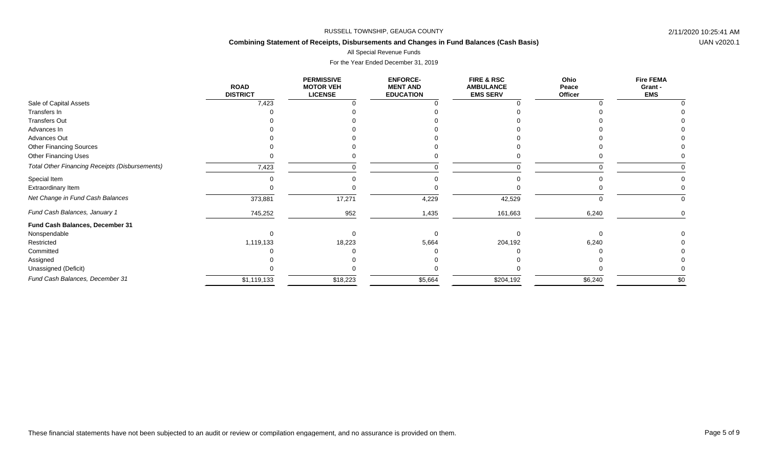RUSSELL TOWNSHIP, GEAUGA COUNTY

**Combining Statement of Receipts, Disbursements and Changes in Fund Balances (Cash Basis)**

All Special Revenue Funds

For the Year Ended December 31, 2019

| | ROAD DISTRICT | PERMISSIVE MOTOR VEH LICENSE | ENFORCE-MENT AND EDUCATION | FIRE & RSC AMBULANCE EMS SERV | Ohio Peace Officer | Fire FEMA Grant - EMS |
|---|---|---|---|---|---|---|
| Sale of Capital Assets | 7,423 | 0 | 0 | 0 | 0 | 0 |
| Transfers In | 0 | 0 | 0 | 0 | 0 | 0 |
| Transfers Out | 0 | 0 | 0 | 0 | 0 | 0 |
| Advances In | 0 | 0 | 0 | 0 | 0 | 0 |
| Advances Out | 0 | 0 | 0 | 0 | 0 | 0 |
| Other Financing Sources | 0 | 0 | 0 | 0 | 0 | 0 |
| Other Financing Uses | 0 | 0 | 0 | 0 | 0 | 0 |
| *Total Other Financing Receipts (Disbursements)* | 7,423 | 0 | 0 | 0 | 0 | 0 |
| Special Item | 0 | 0 | 0 | 0 | 0 | 0 |
| Extraordinary Item | 0 | 0 | 0 | 0 | 0 | 0 |
| *Net Change in Fund Cash Balances* | 373,881 | 17,271 | 4,229 | 42,529 | 0 | 0 |
| *Fund Cash Balances, January 1* | 745,252 | 952 | 1,435 | 161,663 | 6,240 | 0 |
| **Fund Cash Balances, December 31** | | | | | | |
| Nonspendable | 0 | 0 | 0 | 0 | 0 | 0 |
| Restricted | 1,119,133 | 18,223 | 5,664 | 204,192 | 6,240 | 0 |
| Committed | 0 | 0 | 0 | 0 | 0 | 0 |
| Assigned | 0 | 0 | 0 | 0 | 0 | 0 |
| Unassigned (Deficit) | 0 | 0 | 0 | 0 | 0 | 0 |
| *Fund Cash Balances, December 31* | $1,119,133 | $18,223 | $5,664 | $204,192 | $6,240 | $0 |

These financial statements have not been subjected to an audit or review or compilation engagement, and no assurance is provided on them.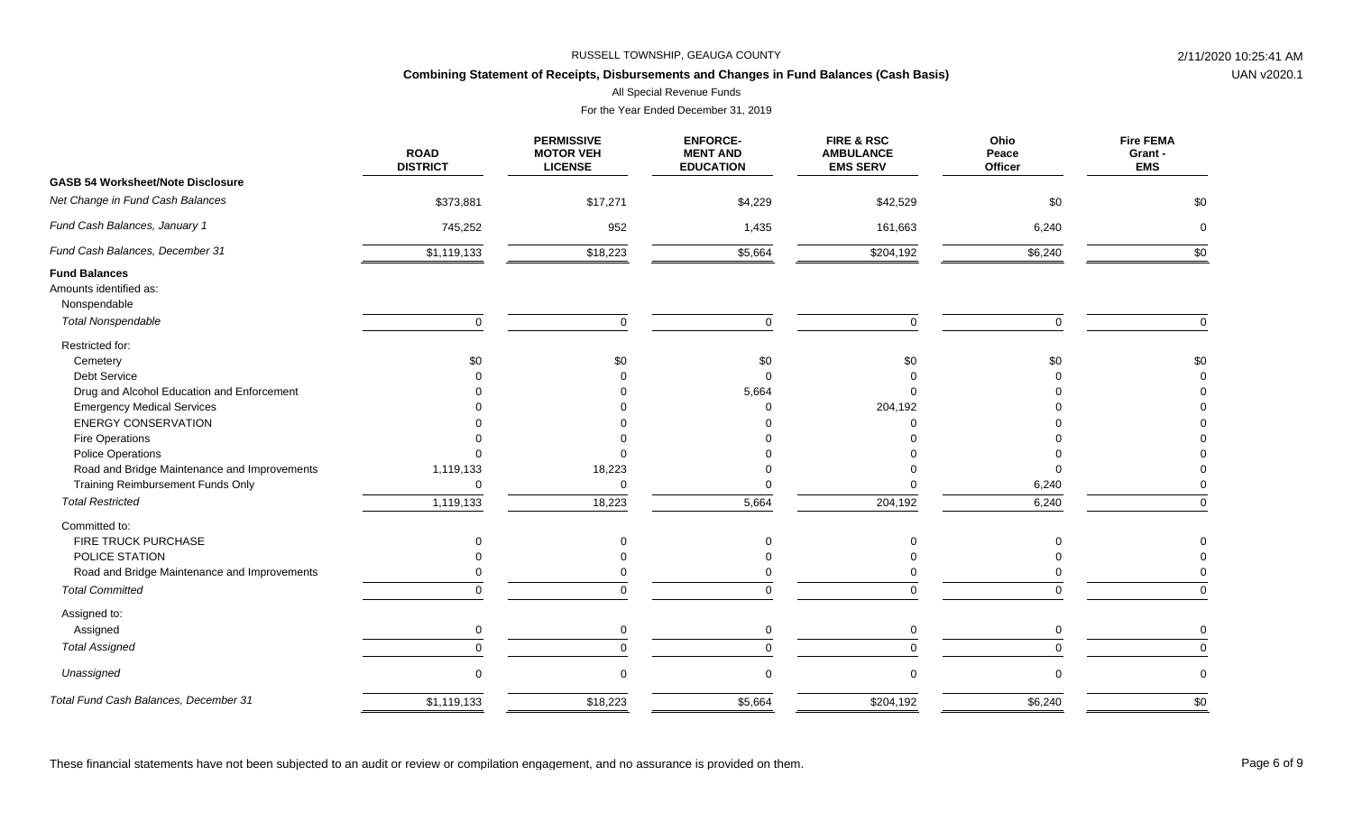RUSSELL TOWNSHIP, GEAUGA COUNTY

**Combining Statement of Receipts, Disbursements and Changes in Fund Balances (Cash Basis)**

All Special Revenue Funds

For the Year Ended December 31, 2019

| | ROAD DISTRICT | PERMISSIVE MOTOR VEH LICENSE | ENFORCE-MENT AND EDUCATION | FIRE & RSC AMBULANCE EMS SERV | Ohio Peace Officer | Fire FEMA Grant - EMS |
|---|---|---|---|---|---|---|
| **GASB 54 Worksheet/Note Disclosure** | | | | | | |
| *Net Change in Fund Cash Balances* | $373,881 | $17,271 | $4,229 | $42,529 | $0 | $0 |
| *Fund Cash Balances, January 1* | 745,252 | 952 | 1,435 | 161,663 | 6,240 | 0 |
| *Fund Cash Balances, December 31* | $1,119,133 | $18,223 | $5,664 | $204,192 | $6,240 | $0 |
| **Fund Balances** | | | | | | |
| Amounts identified as: | | | | | | |
| Nonspendable | | | | | | |
| *Total Nonspendable* | 0 | 0 | 0 | 0 | 0 | 0 |
| Restricted for: | | | | | | |
| Cemetery | $0 | $0 | $0 | $0 | $0 | $0 |
| Debt Service | 0 | 0 | 0 | 0 | 0 | 0 |
| Drug and Alcohol Education and Enforcement | 0 | 0 | 5,664 | 0 | 0 | 0 |
| Emergency Medical Services | 0 | 0 | 0 | 204,192 | 0 | 0 |
| ENERGY CONSERVATION | 0 | 0 | 0 | 0 | 0 | 0 |
| Fire Operations | 0 | 0 | 0 | 0 | 0 | 0 |
| Police Operations | 0 | 0 | 0 | 0 | 0 | 0 |
| Road and Bridge Maintenance and Improvements | 1,119,133 | 18,223 | 0 | 0 | 0 | 0 |
| Training Reimbursement Funds Only | 0 | 0 | 0 | 0 | 6,240 | 0 |
| *Total Restricted* | 1,119,133 | 18,223 | 5,664 | 204,192 | 6,240 | 0 |
| Committed to: | | | | | | |
| FIRE TRUCK PURCHASE | 0 | 0 | 0 | 0 | 0 | 0 |
| POLICE STATION | 0 | 0 | 0 | 0 | 0 | 0 |
| Road and Bridge Maintenance and Improvements | 0 | 0 | 0 | 0 | 0 | 0 |
| *Total Committed* | 0 | 0 | 0 | 0 | 0 | 0 |
| Assigned to: | | | | | | |
| Assigned | 0 | 0 | 0 | 0 | 0 | 0 |
| *Total Assigned* | 0 | 0 | 0 | 0 | 0 | 0 |
| *Unassigned* | 0 | 0 | 0 | 0 | 0 | 0 |
| *Total Fund Cash Balances, December 31* | $1,119,133 | $18,223 | $5,664 | $204,192 | $6,240 | $0 |

These financial statements have not been subjected to an audit or review or compilation engagement, and no assurance is provided on them.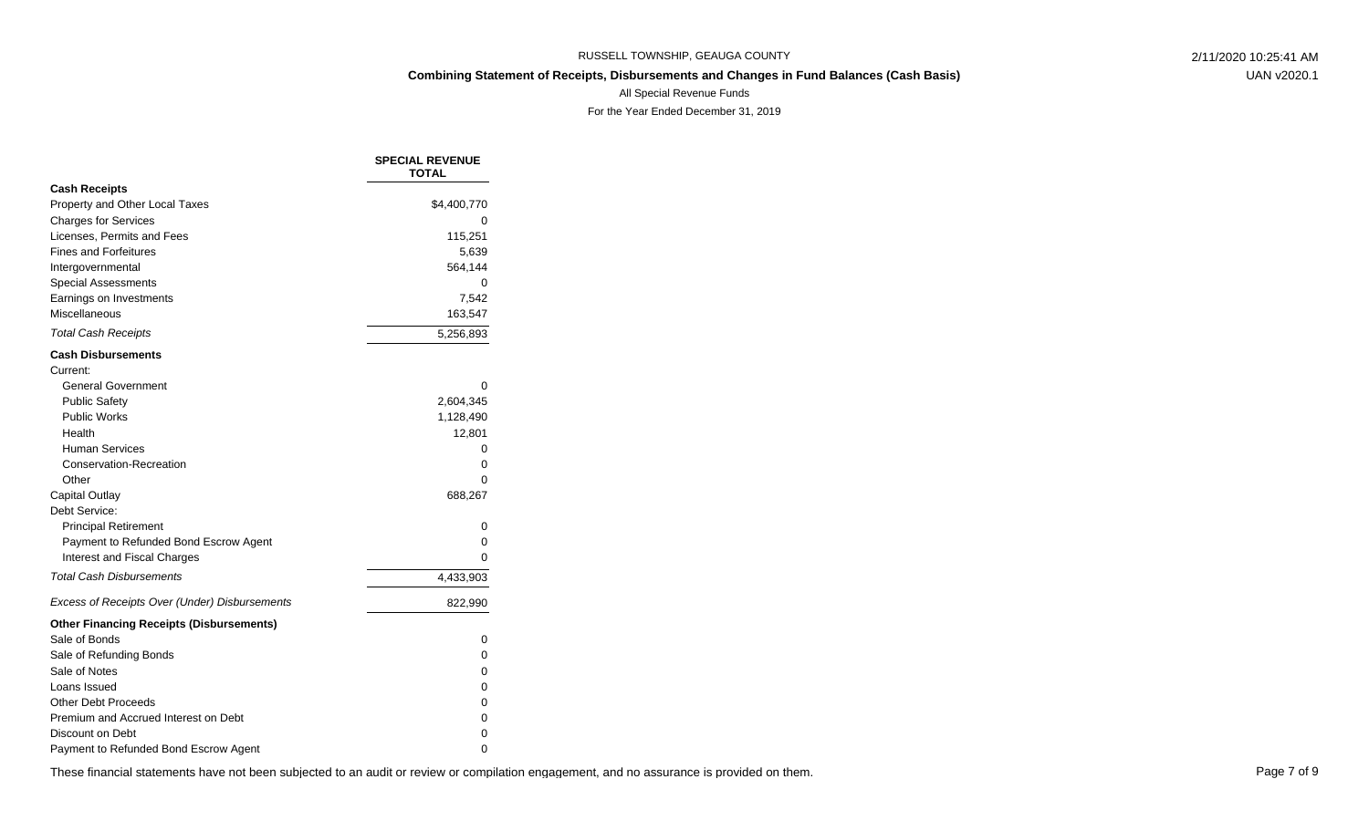RUSSELL TOWNSHIP, GEAUGA COUNTY

**Combining Statement of Receipts, Disbursements and Changes in Fund Balances (Cash Basis)**

All Special Revenue Funds

For the Year Ended December 31, 2019

| | **SPECIAL REVENUE TOTAL** |
|---|---|
| **Cash Receipts** | |
| Property and Other Local Taxes | $4,400,770 |
| Charges for Services | 0 |
| Licenses, Permits and Fees | 115,251 |
| Fines and Forfeitures | 5,639 |
| Intergovernmental | 564,144 |
| Special Assessments | 0 |
| Earnings on Investments | 7,542 |
| Miscellaneous | 163,547 |
| *Total Cash Receipts* | 5,256,893 |
| **Cash Disbursements** | |
| Current: | |
| General Government | 0 |
| Public Safety | 2,604,345 |
| Public Works | 1,128,490 |
| Health | 12,801 |
| Human Services | 0 |
| Conservation-Recreation | 0 |
| Other | 0 |
| Capital Outlay | 688,267 |
| Debt Service: | |
| Principal Retirement | 0 |
| Payment to Refunded Bond Escrow Agent | 0 |
| Interest and Fiscal Charges | 0 |
| *Total Cash Disbursements* | 4,433,903 |
| *Excess of Receipts Over (Under) Disbursements* | 822,990 |
| **Other Financing Receipts (Disbursements)** | |
| Sale of Bonds | 0 |
| Sale of Refunding Bonds | 0 |
| Sale of Notes | 0 |
| Loans Issued | 0 |
| Other Debt Proceeds | 0 |
| Premium and Accrued Interest on Debt | 0 |
| Discount on Debt | 0 |
| Payment to Refunded Bond Escrow Agent | 0 |

These financial statements have not been subjected to an audit or review or compilation engagement, and no assurance is provided on them.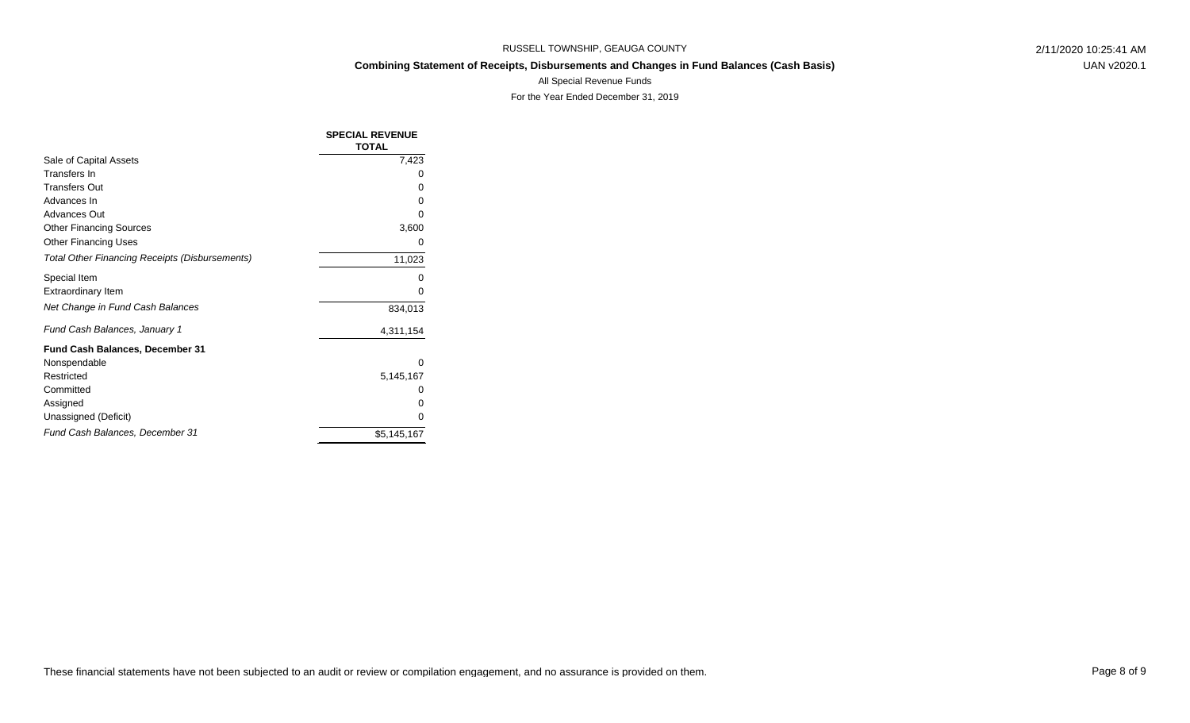RUSSELL TOWNSHIP, GEAUGA COUNTY

**Combining Statement of Receipts, Disbursements and Changes in Fund Balances (Cash Basis)**

All Special Revenue Funds

For the Year Ended December 31, 2019

| | SPECIAL REVENUE TOTAL |
|---|---|
| Sale of Capital Assets | 7,423 |
| Transfers In | 0 |
| Transfers Out | 0 |
| Advances In | 0 |
| Advances Out | 0 |
| Other Financing Sources | 3,600 |
| Other Financing Uses | 0 |
| *Total Other Financing Receipts (Disbursements)* | 11,023 |
| Special Item | 0 |
| Extraordinary Item | 0 |
| *Net Change in Fund Cash Balances* | 834,013 |
| *Fund Cash Balances, January 1* | 4,311,154 |
| **Fund Cash Balances, December 31** | |
| Nonspendable | 0 |
| Restricted | 5,145,167 |
| Committed | 0 |
| Assigned | 0 |
| Unassigned (Deficit) | 0 |
| *Fund Cash Balances, December 31* | $5,145,167 |

These financial statements have not been subjected to an audit or review or compilation engagement, and no assurance is provided on them.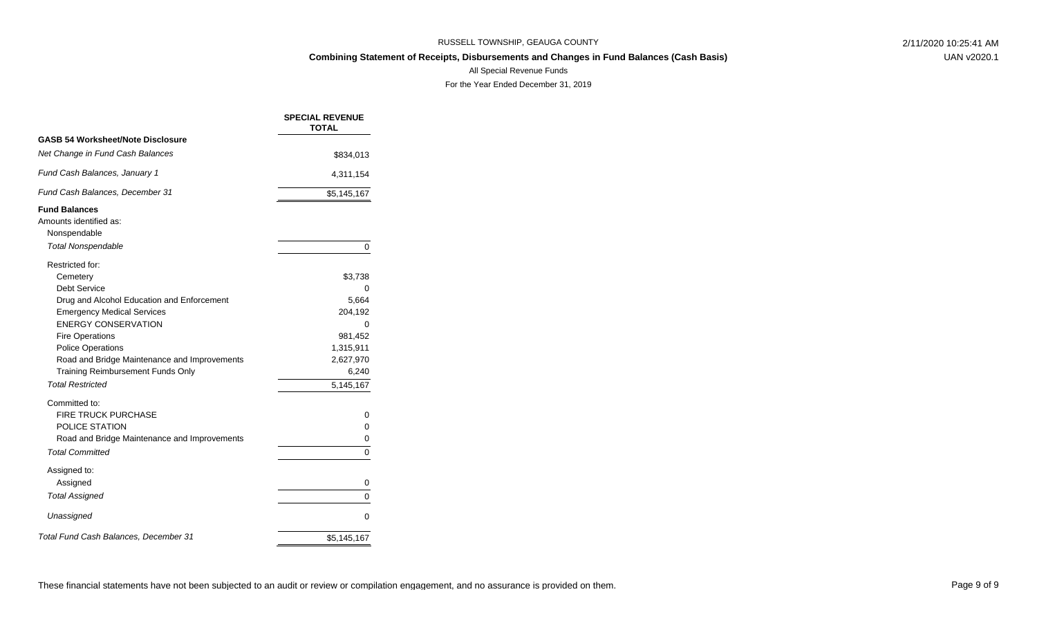RUSSELL TOWNSHIP, GEAUGA COUNTY

**Combining Statement of Receipts, Disbursements and Changes in Fund Balances (Cash Basis)**

All Special Revenue Funds

For the Year Ended December 31, 2019

| | SPECIAL REVENUE TOTAL |
|---|---|
| **GASB 54 Worksheet/Note Disclosure** | |
| *Net Change in Fund Cash Balances* | $834,013 |
| *Fund Cash Balances, January 1* | 4,311,154 |
| *Fund Cash Balances, December 31* | $5,145,167 |
| **Fund Balances** | |
| Amounts identified as: | |
| Nonspendable | |
| *Total Nonspendable* | 0 |
| Restricted for: | |
| Cemetery | $3,738 |
| Debt Service | 0 |
| Drug and Alcohol Education and Enforcement | 5,664 |
| Emergency Medical Services | 204,192 |
| ENERGY CONSERVATION | 0 |
| Fire Operations | 981,452 |
| Police Operations | 1,315,911 |
| Road and Bridge Maintenance and Improvements | 2,627,970 |
| Training Reimbursement Funds Only | 6,240 |
| *Total Restricted* | 5,145,167 |
| Committed to: | |
| FIRE TRUCK PURCHASE | 0 |
| POLICE STATION | 0 |
| Road and Bridge Maintenance and Improvements | 0 |
| *Total Committed* | 0 |
| Assigned to: | |
| Assigned | 0 |
| *Total Assigned* | 0 |
| *Unassigned* | 0 |
| *Total Fund Cash Balances, December 31* | $5,145,167 |

These financial statements have not been subjected to an audit or review or compilation engagement, and no assurance is provided on them.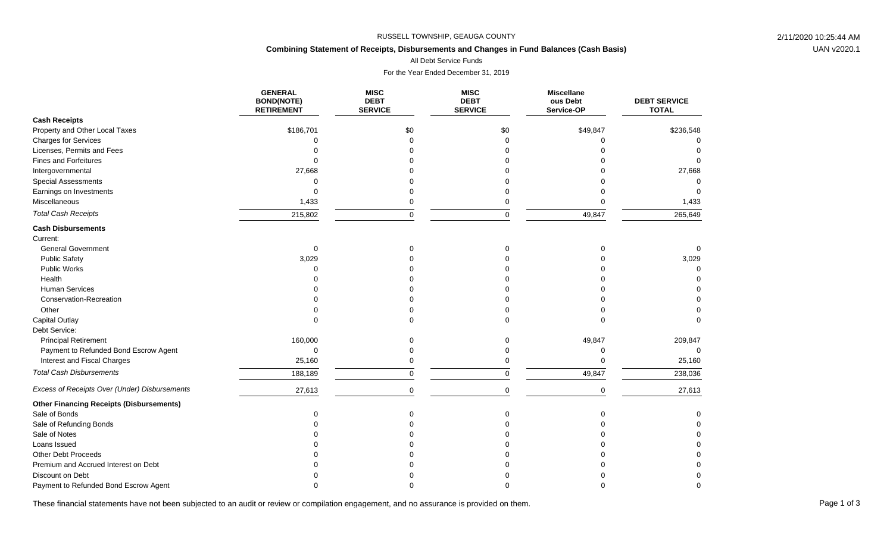RUSSELL TOWNSHIP, GEAUGA COUNTY

**Combining Statement of Receipts, Disbursements and Changes in Fund Balances (Cash Basis)**

All Debt Service Funds

For the Year Ended December 31, 2019

| | GENERAL BOND(NOTE) RETIREMENT | MISC DEBT SERVICE | MISC DEBT SERVICE | Miscellaneous Debt Service-OP | DEBT SERVICE TOTAL |
|---|---|---|---|---|---|
| **Cash Receipts** | | | | | |
| Property and Other Local Taxes | $186,701 | $0 | $0 | $49,847 | $236,548 |
| Charges for Services | 0 | 0 | 0 | 0 | 0 |
| Licenses, Permits and Fees | 0 | 0 | 0 | 0 | 0 |
| Fines and Forfeitures | 0 | 0 | 0 | 0 | 0 |
| Intergovernmental | 27,668 | 0 | 0 | 0 | 27,668 |
| Special Assessments | 0 | 0 | 0 | 0 | 0 |
| Earnings on Investments | 0 | 0 | 0 | 0 | 0 |
| Miscellaneous | 1,433 | 0 | 0 | 0 | 1,433 |
| *Total Cash Receipts* | 215,802 | 0 | 0 | 49,847 | 265,649 |
| **Cash Disbursements** | | | | | |
| Current: | | | | | |
| General Government | 0 | 0 | 0 | 0 | 0 |
| Public Safety | 3,029 | 0 | 0 | 0 | 3,029 |
| Public Works | 0 | 0 | 0 | 0 | 0 |
| Health | 0 | 0 | 0 | 0 | 0 |
| Human Services | 0 | 0 | 0 | 0 | 0 |
| Conservation-Recreation | 0 | 0 | 0 | 0 | 0 |
| Other | 0 | 0 | 0 | 0 | 0 |
| Capital Outlay | 0 | 0 | 0 | 0 | 0 |
| Debt Service: | | | | | |
| Principal Retirement | 160,000 | 0 | 0 | 49,847 | 209,847 |
| Payment to Refunded Bond Escrow Agent | 0 | 0 | 0 | 0 | 0 |
| Interest and Fiscal Charges | 25,160 | 0 | 0 | 0 | 25,160 |
| *Total Cash Disbursements* | 188,189 | 0 | 0 | 49,847 | 238,036 |
| *Excess of Receipts Over (Under) Disbursements* | 27,613 | 0 | 0 | 0 | 27,613 |
| **Other Financing Receipts (Disbursements)** | | | | | |
| Sale of Bonds | 0 | 0 | 0 | 0 | 0 |
| Sale of Refunding Bonds | 0 | 0 | 0 | 0 | 0 |
| Sale of Notes | 0 | 0 | 0 | 0 | 0 |
| Loans Issued | 0 | 0 | 0 | 0 | 0 |
| Other Debt Proceeds | 0 | 0 | 0 | 0 | 0 |
| Premium and Accrued Interest on Debt | 0 | 0 | 0 | 0 | 0 |
| Discount on Debt | 0 | 0 | 0 | 0 | 0 |
| Payment to Refunded Bond Escrow Agent | 0 | 0 | 0 | 0 | 0 |

These financial statements have not been subjected to an audit or review or compilation engagement, and no assurance is provided on them.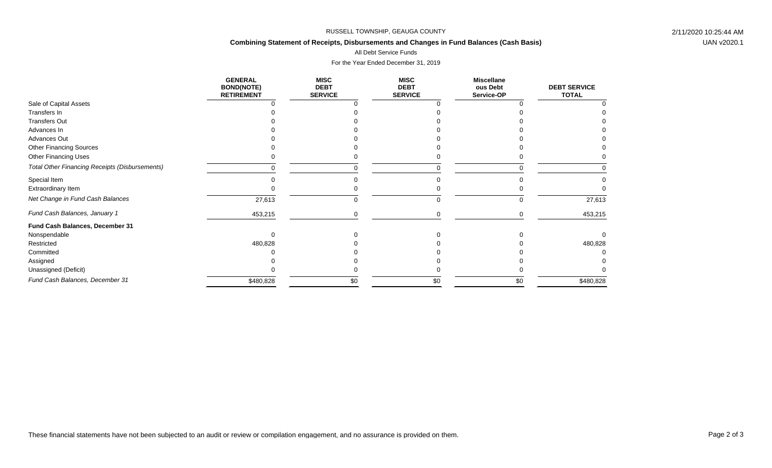RUSSELL TOWNSHIP, GEAUGA COUNTY

**Combining Statement of Receipts, Disbursements and Changes in Fund Balances (Cash Basis)**

All Debt Service Funds

For the Year Ended December 31, 2019

| | GENERAL BOND(NOTE) RETIREMENT | MISC DEBT SERVICE | MISC DEBT SERVICE | Miscellaneous Debt Service-OP | DEBT SERVICE TOTAL |
|---|---|---|---|---|---|
| Sale of Capital Assets | 0 | 0 | 0 | 0 | 0 |
| Transfers In | 0 | 0 | 0 | 0 | 0 |
| Transfers Out | 0 | 0 | 0 | 0 | 0 |
| Advances In | 0 | 0 | 0 | 0 | 0 |
| Advances Out | 0 | 0 | 0 | 0 | 0 |
| Other Financing Sources | 0 | 0 | 0 | 0 | 0 |
| Other Financing Uses | 0 | 0 | 0 | 0 | 0 |
| *Total Other Financing Receipts (Disbursements)* | 0 | 0 | 0 | 0 | 0 |
| Special Item | 0 | 0 | 0 | 0 | 0 |
| Extraordinary Item | 0 | 0 | 0 | 0 | 0 |
| *Net Change in Fund Cash Balances* | 27,613 | 0 | 0 | 0 | 27,613 |
| *Fund Cash Balances, January 1* | 453,215 | 0 | 0 | 0 | 453,215 |
| **Fund Cash Balances, December 31** | | | | | |
| Nonspendable | 0 | 0 | 0 | 0 | 0 |
| Restricted | 480,828 | 0 | 0 | 0 | 480,828 |
| Committed | 0 | 0 | 0 | 0 | 0 |
| Assigned | 0 | 0 | 0 | 0 | 0 |
| Unassigned (Deficit) | 0 | 0 | 0 | 0 | 0 |
| *Fund Cash Balances, December 31* | $480,828 | $0 | $0 | $0 | $480,828 |

These financial statements have not been subjected to an audit or review or compilation engagement, and no assurance is provided on them.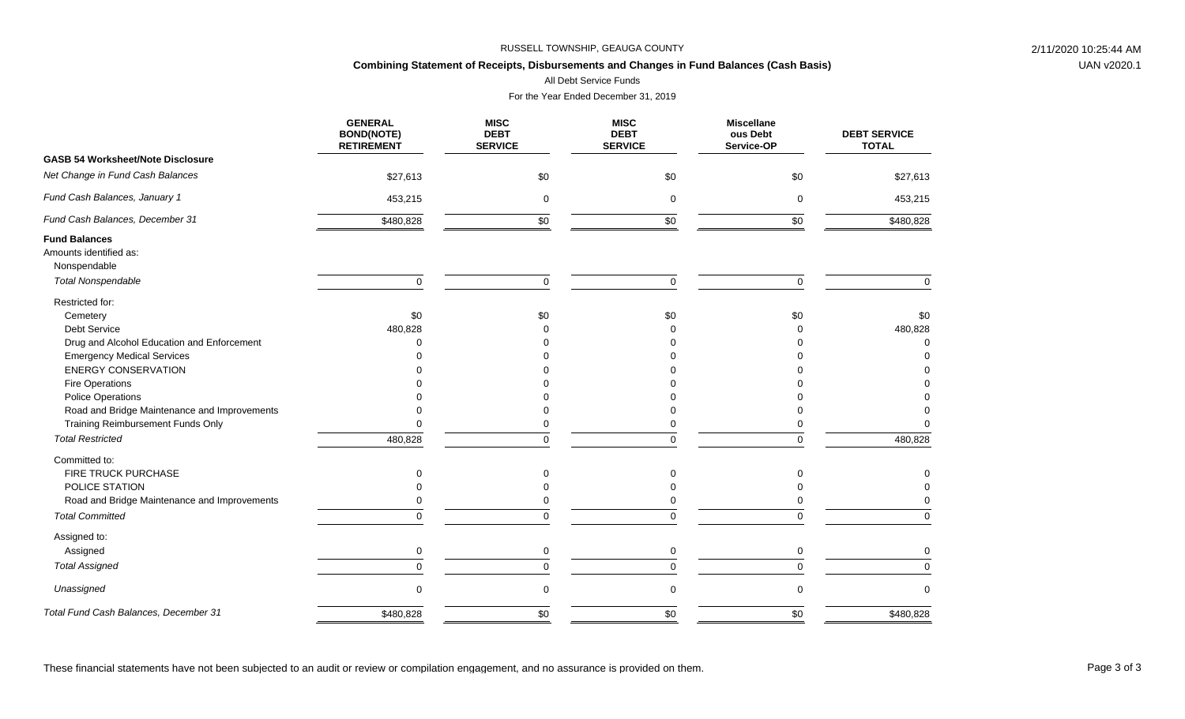RUSSELL TOWNSHIP, GEAUGA COUNTY

**Combining Statement of Receipts, Disbursements and Changes in Fund Balances (Cash Basis)**

All Debt Service Funds

For the Year Ended December 31, 2019

| | GENERAL BOND(NOTE) RETIREMENT | MISC DEBT SERVICE | MISC DEBT SERVICE | Miscellaneous Debt Service-OP | DEBT SERVICE TOTAL |
|---|---|---|---|---|---|
| **GASB 54 Worksheet/Note Disclosure** | | | | | |
| *Net Change in Fund Cash Balances* | $27,613 | $0 | $0 | $0 | $27,613 |
| *Fund Cash Balances, January 1* | 453,215 | 0 | 0 | 0 | 453,215 |
| *Fund Cash Balances, December 31* | $480,828 | $0 | $0 | $0 | $480,828 |
| **Fund Balances** | | | | | |
| Amounts identified as: | | | | | |
| Nonspendable | | | | | |
| *Total Nonspendable* | 0 | 0 | 0 | 0 | 0 |
| Restricted for: | | | | | |
| Cemetery | $0 | $0 | $0 | $0 | $0 |
| Debt Service | 480,828 | 0 | 0 | 0 | 480,828 |
| Drug and Alcohol Education and Enforcement | 0 | 0 | 0 | 0 | 0 |
| Emergency Medical Services | 0 | 0 | 0 | 0 | 0 |
| ENERGY CONSERVATION | 0 | 0 | 0 | 0 | 0 |
| Fire Operations | 0 | 0 | 0 | 0 | 0 |
| Police Operations | 0 | 0 | 0 | 0 | 0 |
| Road and Bridge Maintenance and Improvements | 0 | 0 | 0 | 0 | 0 |
| Training Reimbursement Funds Only | 0 | 0 | 0 | 0 | 0 |
| *Total Restricted* | 480,828 | 0 | 0 | 0 | 480,828 |
| Committed to: | | | | | |
| FIRE TRUCK PURCHASE | 0 | 0 | 0 | 0 | 0 |
| POLICE STATION | 0 | 0 | 0 | 0 | 0 |
| Road and Bridge Maintenance and Improvements | 0 | 0 | 0 | 0 | 0 |
| *Total Committed* | 0 | 0 | 0 | 0 | 0 |
| Assigned to: | | | | | |
| Assigned | 0 | 0 | 0 | 0 | 0 |
| *Total Assigned* | 0 | 0 | 0 | 0 | 0 |
| *Unassigned* | 0 | 0 | 0 | 0 | 0 |
| *Total Fund Cash Balances, December 31* | $480,828 | $0 | $0 | $0 | $480,828 |

These financial statements have not been subjected to an audit or review or compilation engagement, and no assurance is provided on them.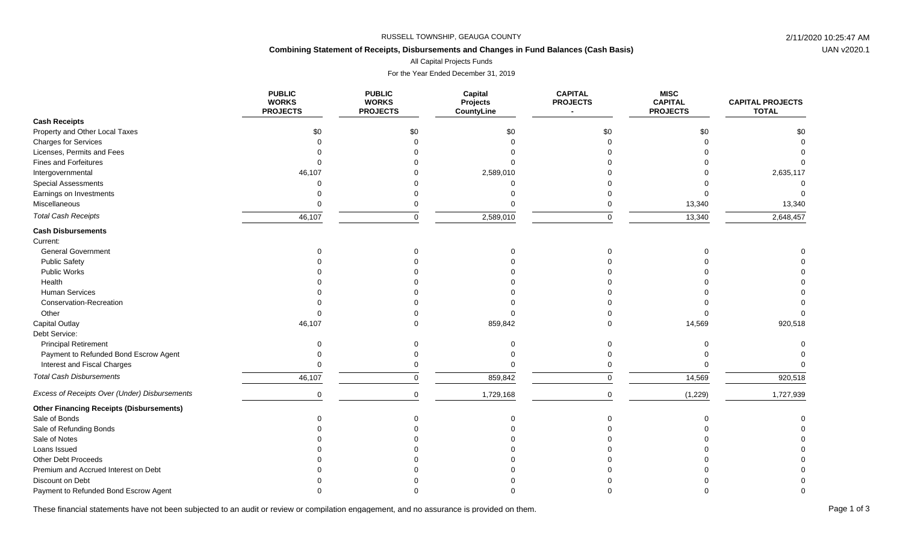RUSSELL TOWNSHIP, GEAUGA COUNTY

## Combining Statement of Receipts, Disbursements and Changes in Fund Balances (Cash Basis)

All Capital Projects Funds

For the Year Ended December 31, 2019

| | PUBLIC WORKS PROJECTS | PUBLIC WORKS PROJECTS | Capital Projects CountyLine | CAPITAL PROJECTS - | MISC CAPITAL PROJECTS | CAPITAL PROJECTS TOTAL |
|---|---|---|---|---|---|---|
| **Cash Receipts** | | | | | | |
| Property and Other Local Taxes | $0 | $0 | $0 | $0 | $0 | $0 |
| Charges for Services | 0 | 0 | 0 | 0 | 0 | 0 |
| Licenses, Permits and Fees | 0 | 0 | 0 | 0 | 0 | 0 |
| Fines and Forfeitures | 0 | 0 | 0 | 0 | 0 | 0 |
| Intergovernmental | 46,107 | 0 | 2,589,010 | 0 | 0 | 2,635,117 |
| Special Assessments | 0 | 0 | 0 | 0 | 0 | 0 |
| Earnings on Investments | 0 | 0 | 0 | 0 | 0 | 0 |
| Miscellaneous | 0 | 0 | 0 | 0 | 13,340 | 13,340 |
| *Total Cash Receipts* | 46,107 | 0 | 2,589,010 | 0 | 13,340 | 2,648,457 |
| **Cash Disbursements** | | | | | | |
| Current: | | | | | | |
| General Government | 0 | 0 | 0 | 0 | 0 | 0 |
| Public Safety | 0 | 0 | 0 | 0 | 0 | 0 |
| Public Works | 0 | 0 | 0 | 0 | 0 | 0 |
| Health | 0 | 0 | 0 | 0 | 0 | 0 |
| Human Services | 0 | 0 | 0 | 0 | 0 | 0 |
| Conservation-Recreation | 0 | 0 | 0 | 0 | 0 | 0 |
| Other | 0 | 0 | 0 | 0 | 0 | 0 |
| Capital Outlay | 46,107 | 0 | 859,842 | 0 | 14,569 | 920,518 |
| Debt Service: | | | | | | |
| Principal Retirement | 0 | 0 | 0 | 0 | 0 | 0 |
| Payment to Refunded Bond Escrow Agent | 0 | 0 | 0 | 0 | 0 | 0 |
| Interest and Fiscal Charges | 0 | 0 | 0 | 0 | 0 | 0 |
| *Total Cash Disbursements* | 46,107 | 0 | 859,842 | 0 | 14,569 | 920,518 |
| *Excess of Receipts Over (Under) Disbursements* | 0 | 0 | 1,729,168 | 0 | (1,229) | 1,727,939 |
| **Other Financing Receipts (Disbursements)** | | | | | | |
| Sale of Bonds | 0 | 0 | 0 | 0 | 0 | 0 |
| Sale of Refunding Bonds | 0 | 0 | 0 | 0 | 0 | 0 |
| Sale of Notes | 0 | 0 | 0 | 0 | 0 | 0 |
| Loans Issued | 0 | 0 | 0 | 0 | 0 | 0 |
| Other Debt Proceeds | 0 | 0 | 0 | 0 | 0 | 0 |
| Premium and Accrued Interest on Debt | 0 | 0 | 0 | 0 | 0 | 0 |
| Discount on Debt | 0 | 0 | 0 | 0 | 0 | 0 |
| Payment to Refunded Bond Escrow Agent | 0 | 0 | 0 | 0 | 0 | 0 |

These financial statements have not been subjected to an audit or review or compilation engagement, and no assurance is provided on them.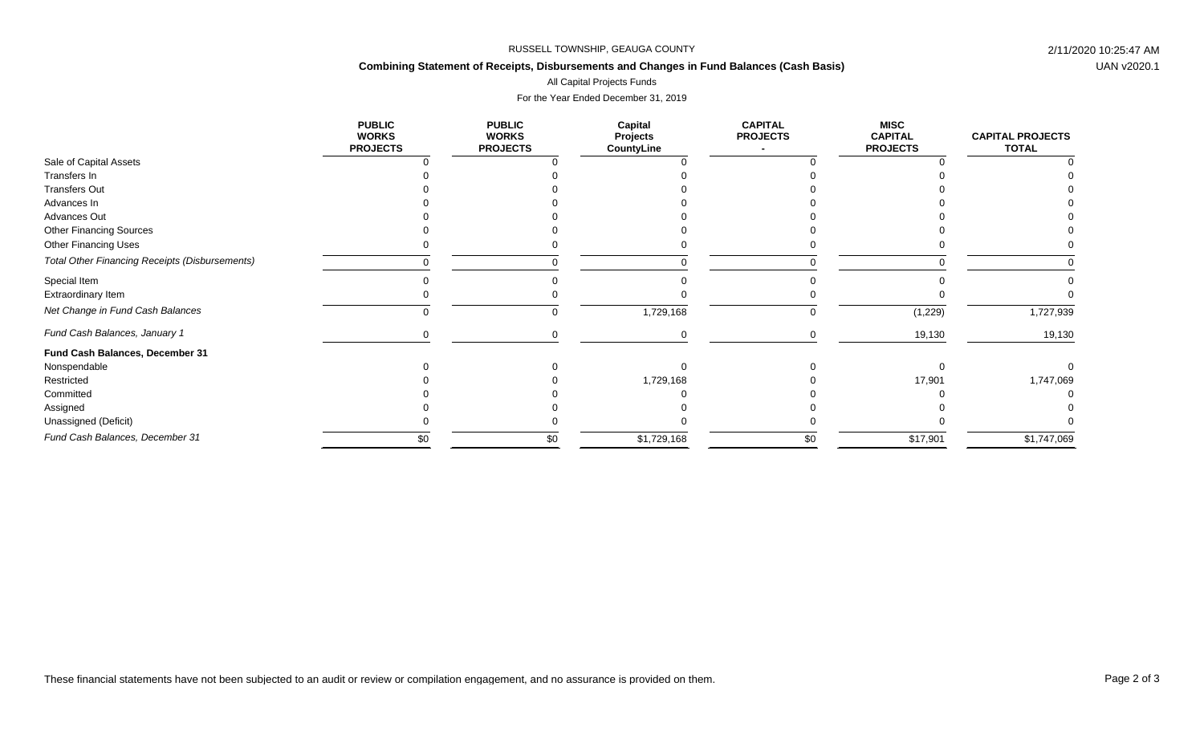RUSSELL TOWNSHIP, GEAUGA COUNTY

**Combining Statement of Receipts, Disbursements and Changes in Fund Balances (Cash Basis)**

All Capital Projects Funds

For the Year Ended December 31, 2019

| | PUBLIC WORKS PROJECTS | PUBLIC WORKS PROJECTS | Capital Projects CountyLine | CAPITAL PROJECTS - | MISC CAPITAL PROJECTS | CAPITAL PROJECTS TOTAL |
|---|---|---|---|---|---|---|
| Sale of Capital Assets | 0 | 0 | 0 | 0 | 0 | 0 |
| Transfers In | 0 | 0 | 0 | 0 | 0 | 0 |
| Transfers Out | 0 | 0 | 0 | 0 | 0 | 0 |
| Advances In | 0 | 0 | 0 | 0 | 0 | 0 |
| Advances Out | 0 | 0 | 0 | 0 | 0 | 0 |
| Other Financing Sources | 0 | 0 | 0 | 0 | 0 | 0 |
| Other Financing Uses | 0 | 0 | 0 | 0 | 0 | 0 |
| *Total Other Financing Receipts (Disbursements)* | 0 | 0 | 0 | 0 | 0 | 0 |
| Special Item | 0 | 0 | 0 | 0 | 0 | 0 |
| Extraordinary Item | 0 | 0 | 0 | 0 | 0 | 0 |
| *Net Change in Fund Cash Balances* | 0 | 0 | 1,729,168 | 0 | (1,229) | 1,727,939 |
| *Fund Cash Balances, January 1* | 0 | 0 | 0 | 0 | 19,130 | 19,130 |
| **Fund Cash Balances, December 31** | | | | | | |
| Nonspendable | 0 | 0 | 0 | 0 | 0 | 0 |
| Restricted | 0 | 0 | 1,729,168 | 0 | 17,901 | 1,747,069 |
| Committed | 0 | 0 | 0 | 0 | 0 | 0 |
| Assigned | 0 | 0 | 0 | 0 | 0 | 0 |
| Unassigned (Deficit) | 0 | 0 | 0 | 0 | 0 | 0 |
| *Fund Cash Balances, December 31* | $0 | $0 | $1,729,168 | $0 | $17,901 | $1,747,069 |

These financial statements have not been subjected to an audit or review or compilation engagement, and no assurance is provided on them.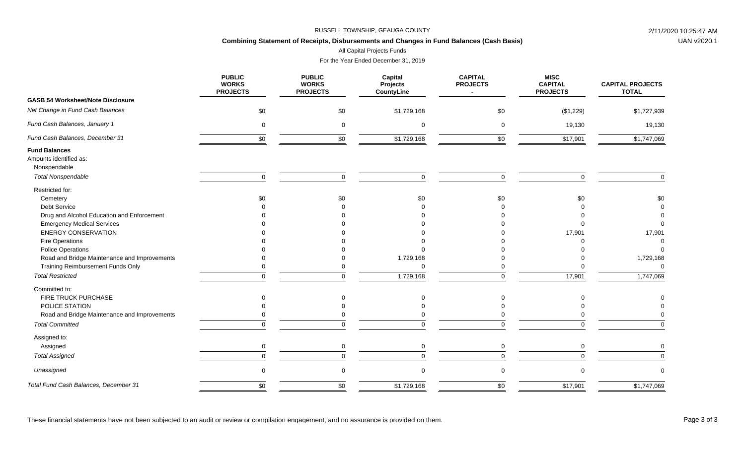RUSSELL TOWNSHIP, GEAUGA COUNTY

2/11/2020 10:25:47 AM

UAN v2020.1

**Combining Statement of Receipts, Disbursements and Changes in Fund Balances (Cash Basis)**

All Capital Projects Funds

For the Year Ended December 31, 2019

| | PUBLIC WORKS PROJECTS | PUBLIC WORKS PROJECTS | Capital Projects CountyLine | CAPITAL PROJECTS - | MISC CAPITAL PROJECTS | CAPITAL PROJECTS TOTAL |
|---|---|---|---|---|---|---|
| **GASB 54 Worksheet/Note Disclosure** | | | | | | |
| *Net Change in Fund Cash Balances* | $0 | $0 | $1,729,168 | $0 | ($1,229) | $1,727,939 |
| *Fund Cash Balances, January 1* | 0 | 0 | 0 | 0 | 19,130 | 19,130 |
| *Fund Cash Balances, December 31* | $0 | $0 | $1,729,168 | $0 | $17,901 | $1,747,069 |
| **Fund Balances** | | | | | | |
| Amounts identified as: | | | | | | |
| Nonspendable | | | | | | |
| *Total Nonspendable* | 0 | 0 | 0 | 0 | 0 | 0 |
| Restricted for: | | | | | | |
| Cemetery | $0 | $0 | $0 | $0 | $0 | $0 |
| Debt Service | 0 | 0 | 0 | 0 | 0 | 0 |
| Drug and Alcohol Education and Enforcement | 0 | 0 | 0 | 0 | 0 | 0 |
| Emergency Medical Services | 0 | 0 | 0 | 0 | 0 | 0 |
| ENERGY CONSERVATION | 0 | 0 | 0 | 0 | 17,901 | 17,901 |
| Fire Operations | 0 | 0 | 0 | 0 | 0 | 0 |
| Police Operations | 0 | 0 | 0 | 0 | 0 | 0 |
| Road and Bridge Maintenance and Improvements | 0 | 0 | 1,729,168 | 0 | 0 | 1,729,168 |
| Training Reimbursement Funds Only | 0 | 0 | 0 | 0 | 0 | 0 |
| *Total Restricted* | 0 | 0 | 1,729,168 | 0 | 17,901 | 1,747,069 |
| Committed to: | | | | | | |
| FIRE TRUCK PURCHASE | 0 | 0 | 0 | 0 | 0 | 0 |
| POLICE STATION | 0 | 0 | 0 | 0 | 0 | 0 |
| Road and Bridge Maintenance and Improvements | 0 | 0 | 0 | 0 | 0 | 0 |
| *Total Committed* | 0 | 0 | 0 | 0 | 0 | 0 |
| Assigned to: | | | | | | |
| Assigned | 0 | 0 | 0 | 0 | 0 | 0 |
| *Total Assigned* | 0 | 0 | 0 | 0 | 0 | 0 |
| *Unassigned* | 0 | 0 | 0 | 0 | 0 | 0 |
| *Total Fund Cash Balances, December 31* | $0 | $0 | $1,729,168 | $0 | $17,901 | $1,747,069 |

These financial statements have not been subjected to an audit or review or compilation engagement, and no assurance is provided on them.